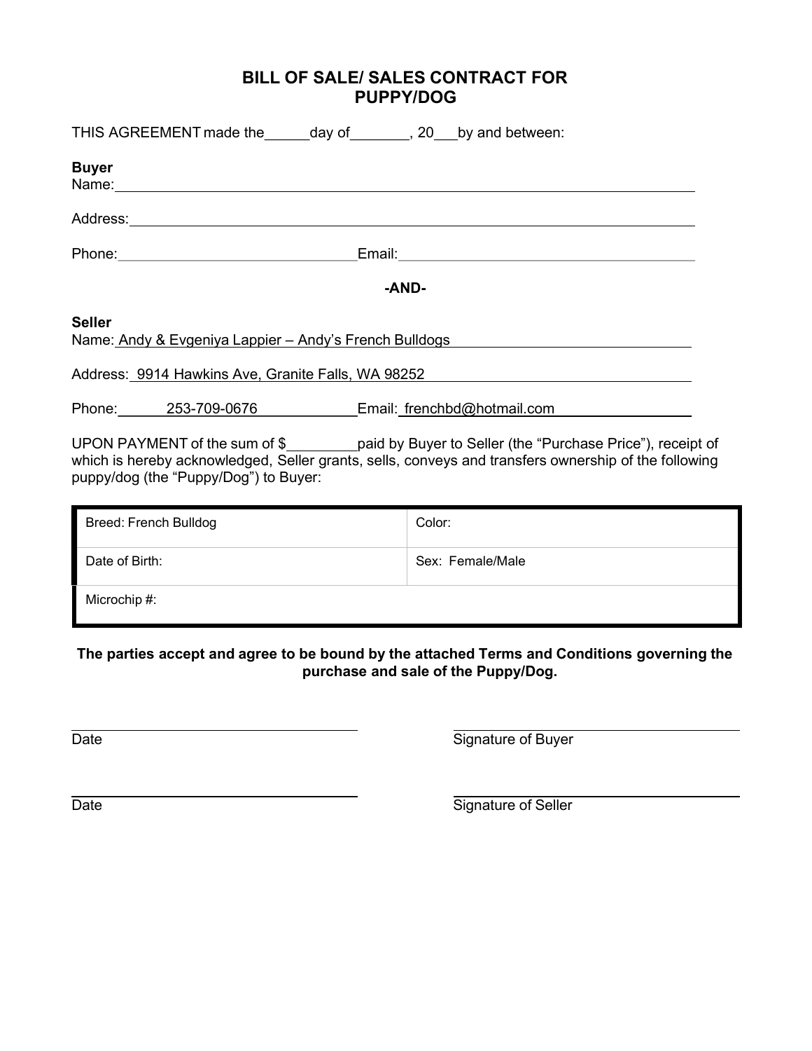# BILL OF SALE/ SALES CONTRACT FOR PUPPY/DOG

THIS AGREEMENT made the\_\_\_\_\_\_day of\_\_\_\_\_\_\_\_, 20\_\_\_by and between:

**Buyer**
Name:\_\_\_\_\_\_\_\_\_\_\_\_\_\_\_\_\_\_\_\_\_\_\_\_\_\_\_\_\_\_\_\_\_\_\_\_\_\_\_\_\_\_\_\_\_\_\_\_\_\_\_\_\_\_\_\_\_\_\_\_

Address:\_\_\_\_\_\_\_\_\_\_\_\_\_\_\_\_\_\_\_\_\_\_\_\_\_\_\_\_\_\_\_\_\_\_\_\_\_\_\_\_\_\_\_\_\_\_\_\_\_\_\_\_\_\_\_\_\_\_

Phone:\_\_\_\_\_\_\_\_\_\_\_\_\_\_\_\_\_\_\_\_\_\_\_\_\_\_\_\_\_\_Email:\_\_\_\_\_\_\_\_\_\_\_\_\_\_\_\_\_\_\_\_\_\_\_\_\_\_\_\_\_\_\_\_\_\_\_\_

**-AND-**

**Seller**
Name: Andy & Evgeniya Lappier – Andy's French Bulldogs

Address: 9914 Hawkins Ave, Granite Falls, WA 98252

Phone: 253-709-0676 Email: frenchbd@hotmail.com

UPON PAYMENT of the sum of $\_\_\_\_\_\_\_\_\_paid by Buyer to Seller (the "Purchase Price"), receipt of which is hereby acknowledged, Seller grants, sells, conveys and transfers ownership of the following puppy/dog (the "Puppy/Dog") to Buyer:

| Breed: French Bulldog | Color: |
|---|---|
| Date of Birth: | Sex: Female/Male |
| Microchip #: | |

**The parties accept and agree to be bound by the attached Terms and Conditions governing the purchase and sale of the Puppy/Dog.**

\_\_\_\_\_\_\_\_\_\_\_\_\_\_\_\_\_\_\_\_\_\_\_\_\_\_\_\_ \_\_\_\_\_\_\_\_\_\_\_\_\_\_\_\_\_\_\_\_\_\_\_\_\_\_\_\_
Date Signature of Buyer

\_\_\_\_\_\_\_\_\_\_\_\_\_\_\_\_\_\_\_\_\_\_\_\_\_\_\_\_ \_\_\_\_\_\_\_\_\_\_\_\_\_\_\_\_\_\_\_\_\_\_\_\_\_\_\_\_
Date Signature of Seller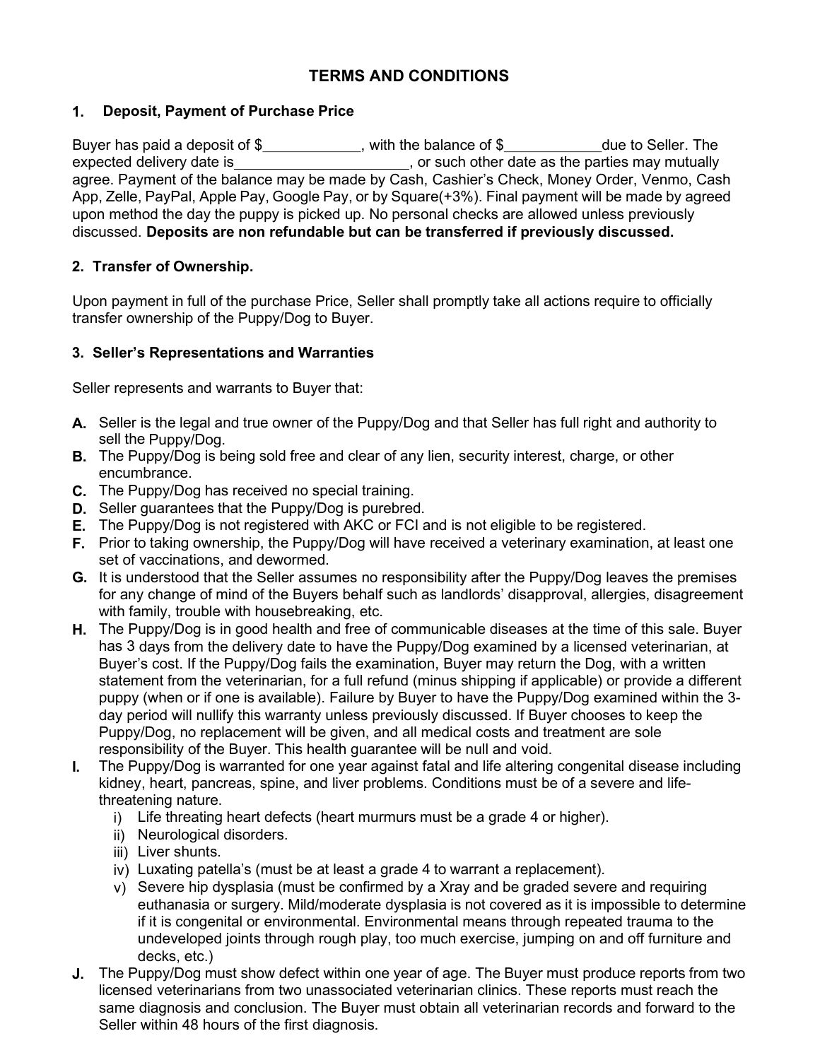## TERMS AND CONDITIONS

### 1. Deposit, Payment of Purchase Price

Buyer has paid a deposit of $____________, with the balance of $____________due to Seller. The expected delivery date is______________________, or such other date as the parties may mutually agree. Payment of the balance may be made by Cash, Cashier's Check, Money Order, Venmo, Cash App, Zelle, PayPal, Apple Pay, Google Pay, or by Square(+3%). Final payment will be made by agreed upon method the day the puppy is picked up. No personal checks are allowed unless previously discussed. **Deposits are non refundable but can be transferred if previously discussed.**

### 2. Transfer of Ownership.

Upon payment in full of the purchase Price, Seller shall promptly take all actions require to officially transfer ownership of the Puppy/Dog to Buyer.

### 3. Seller's Representations and Warranties

Seller represents and warrants to Buyer that:

**A.** Seller is the legal and true owner of the Puppy/Dog and that Seller has full right and authority to sell the Puppy/Dog.

**B.** The Puppy/Dog is being sold free and clear of any lien, security interest, charge, or other encumbrance.

**C.** The Puppy/Dog has received no special training.

**D.** Seller guarantees that the Puppy/Dog is purebred.

**E.** The Puppy/Dog is not registered with AKC or FCI and is not eligible to be registered.

**F.** Prior to taking ownership, the Puppy/Dog will have received a veterinary examination, at least one set of vaccinations, and dewormed.

**G.** It is understood that the Seller assumes no responsibility after the Puppy/Dog leaves the premises for any change of mind of the Buyers behalf such as landlords' disapproval, allergies, disagreement with family, trouble with housebreaking, etc.

**H.** The Puppy/Dog is in good health and free of communicable diseases at the time of this sale. Buyer has 3 days from the delivery date to have the Puppy/Dog examined by a licensed veterinarian, at Buyer's cost. If the Puppy/Dog fails the examination, Buyer may return the Dog, with a written statement from the veterinarian, for a full refund (minus shipping if applicable) or provide a different puppy (when or if one is available). Failure by Buyer to have the Puppy/Dog examined within the 3-day period will nullify this warranty unless previously discussed. If Buyer chooses to keep the Puppy/Dog, no replacement will be given, and all medical costs and treatment are sole responsibility of the Buyer. This health guarantee will be null and void.

**I.** The Puppy/Dog is warranted for one year against fatal and life altering congenital disease including kidney, heart, pancreas, spine, and liver problems. Conditions must be of a severe and life-threatening nature.

   i) Life threating heart defects (heart murmurs must be a grade 4 or higher).
   ii) Neurological disorders.
   iii) Liver shunts.
   iv) Luxating patella's (must be at least a grade 4 to warrant a replacement).
   v) Severe hip dysplasia (must be confirmed by a Xray and be graded severe and requiring euthanasia or surgery. Mild/moderate dysplasia is not covered as it is impossible to determine if it is congenital or environmental. Environmental means through repeated trauma to the undeveloped joints through rough play, too much exercise, jumping on and off furniture and decks, etc.)

**J.** The Puppy/Dog must show defect within one year of age. The Buyer must produce reports from two licensed veterinarians from two unassociated veterinarian clinics. These reports must reach the same diagnosis and conclusion. The Buyer must obtain all veterinarian records and forward to the Seller within 48 hours of the first diagnosis.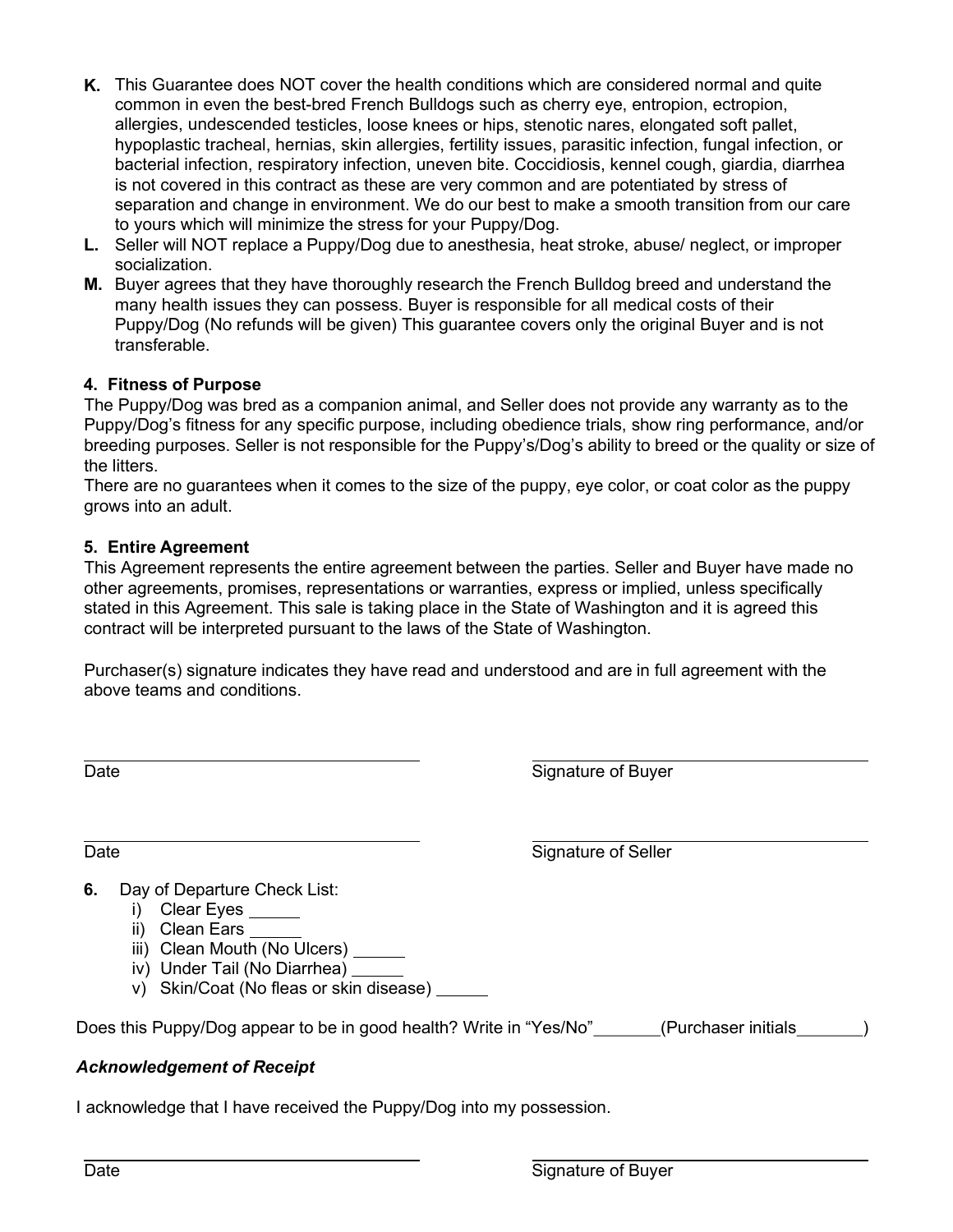K. This Guarantee does NOT cover the health conditions which are considered normal and quite common in even the best-bred French Bulldogs such as cherry eye, entropion, ectropion, allergies, undescended testicles, loose knees or hips, stenotic nares, elongated soft pallet, hypoplastic tracheal, hernias, skin allergies, fertility issues, parasitic infection, fungal infection, or bacterial infection, respiratory infection, uneven bite. Coccidiosis, kennel cough, giardia, diarrhea is not covered in this contract as these are very common and are potentiated by stress of separation and change in environment. We do our best to make a smooth transition from our care to yours which will minimize the stress for your Puppy/Dog.

L. Seller will NOT replace a Puppy/Dog due to anesthesia, heat stroke, abuse/ neglect, or improper socialization.

M. Buyer agrees that they have thoroughly research the French Bulldog breed and understand the many health issues they can possess. Buyer is responsible for all medical costs of their Puppy/Dog (No refunds will be given) This guarantee covers only the original Buyer and is not transferable.

**4. Fitness of Purpose**

The Puppy/Dog was bred as a companion animal, and Seller does not provide any warranty as to the Puppy/Dog's fitness for any specific purpose, including obedience trials, show ring performance, and/or breeding purposes. Seller is not responsible for the Puppy's/Dog's ability to breed or the quality or size of the litters.

There are no guarantees when it comes to the size of the puppy, eye color, or coat color as the puppy grows into an adult.

**5. Entire Agreement**

This Agreement represents the entire agreement between the parties. Seller and Buyer have made no other agreements, promises, representations or warranties, express or implied, unless specifically stated in this Agreement. This sale is taking place in the State of Washington and it is agreed this contract will be interpreted pursuant to the laws of the State of Washington.

Purchaser(s) signature indicates they have read and understood and are in full agreement with the above teams and conditions.

\_\_\_\_\_\_\_\_\_\_\_\_\_\_\_\_\_\_\_\_\_\_\_\_\_\_\_\_ &nbsp;&nbsp;&nbsp;&nbsp; \_\_\_\_\_\_\_\_\_\_\_\_\_\_\_\_\_\_\_\_\_\_\_\_\_\_\_\_

Date &nbsp;&nbsp;&nbsp;&nbsp; Signature of Buyer

\_\_\_\_\_\_\_\_\_\_\_\_\_\_\_\_\_\_\_\_\_\_\_\_\_\_\_\_ &nbsp;&nbsp;&nbsp;&nbsp; \_\_\_\_\_\_\_\_\_\_\_\_\_\_\_\_\_\_\_\_\_\_\_\_\_\_\_\_

Date &nbsp;&nbsp;&nbsp;&nbsp; Signature of Seller

**6.** Day of Departure Check List:

i) Clear Eyes \_\_\_\_\_\_
ii) Clean Ears \_\_\_\_\_\_
iii) Clean Mouth (No Ulcers) \_\_\_\_\_\_
iv) Under Tail (No Diarrhea) \_\_\_\_\_\_
v) Skin/Coat (No fleas or skin disease) \_\_\_\_\_\_

Does this Puppy/Dog appear to be in good health? Write in "Yes/No"\_\_\_\_\_\_\_(Purchaser initials\_\_\_\_\_\_\_)

***Acknowledgement of Receipt***

I acknowledge that I have received the Puppy/Dog into my possession.

\_\_\_\_\_\_\_\_\_\_\_\_\_\_\_\_\_\_\_\_\_\_\_\_\_\_\_\_ &nbsp;&nbsp;&nbsp;&nbsp; \_\_\_\_\_\_\_\_\_\_\_\_\_\_\_\_\_\_\_\_\_\_\_\_\_\_\_\_

Date &nbsp;&nbsp;&nbsp;&nbsp; Signature of Buyer